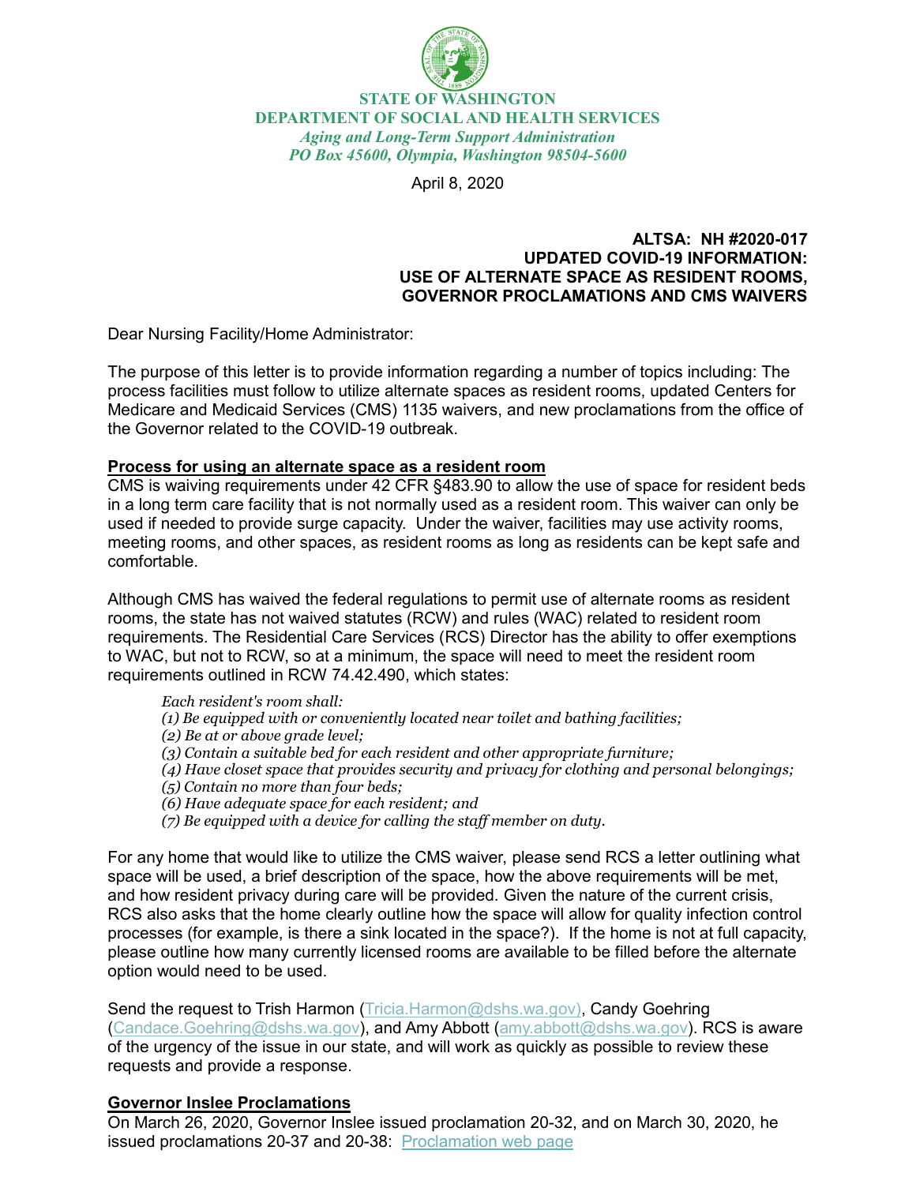**STATE OF WASHINGTON**
**DEPARTMENT OF SOCIAL AND HEALTH SERVICES**
*Aging and Long-Term Support Administration*
*PO Box 45600, Olympia, Washington 98504-5600*

April 8, 2020

**ALTSA: NH #2020-017**
**UPDATED COVID-19 INFORMATION:**
**USE OF ALTERNATE SPACE AS RESIDENT ROOMS,**
**GOVERNOR PROCLAMATIONS AND CMS WAIVERS**

Dear Nursing Facility/Home Administrator:

The purpose of this letter is to provide information regarding a number of topics including: The process facilities must follow to utilize alternate spaces as resident rooms, updated Centers for Medicare and Medicaid Services (CMS) 1135 waivers, and new proclamations from the office of the Governor related to the COVID-19 outbreak.

**Process for using an alternate space as a resident room**

CMS is waiving requirements under 42 CFR §483.90 to allow the use of space for resident beds in a long term care facility that is not normally used as a resident room. This waiver can only be used if needed to provide surge capacity. Under the waiver, facilities may use activity rooms, meeting rooms, and other spaces, as resident rooms as long as residents can be kept safe and comfortable.

Although CMS has waived the federal regulations to permit use of alternate rooms as resident rooms, the state has not waived statutes (RCW) and rules (WAC) related to resident room requirements. The Residential Care Services (RCS) Director has the ability to offer exemptions to WAC, but not to RCW, so at a minimum, the space will need to meet the resident room requirements outlined in RCW 74.42.490, which states:

> *Each resident's room shall:*
> *(1) Be equipped with or conveniently located near toilet and bathing facilities;*
> *(2) Be at or above grade level;*
> *(3) Contain a suitable bed for each resident and other appropriate furniture;*
> *(4) Have closet space that provides security and privacy for clothing and personal belongings;*
> *(5) Contain no more than four beds;*
> *(6) Have adequate space for each resident; and*
> *(7) Be equipped with a device for calling the staff member on duty.*

For any home that would like to utilize the CMS waiver, please send RCS a letter outlining what space will be used, a brief description of the space, how the above requirements will be met, and how resident privacy during care will be provided. Given the nature of the current crisis, RCS also asks that the home clearly outline how the space will allow for quality infection control processes (for example, is there a sink located in the space?). If the home is not at full capacity, please outline how many currently licensed rooms are available to be filled before the alternate option would need to be used.

Send the request to Trish Harmon (Tricia.Harmon@dshs.wa.gov), Candy Goehring (Candace.Goehring@dshs.wa.gov), and Amy Abbott (amy.abbott@dshs.wa.gov). RCS is aware of the urgency of the issue in our state, and will work as quickly as possible to review these requests and provide a response.

**Governor Inslee Proclamations**

On March 26, 2020, Governor Inslee issued proclamation 20-32, and on March 30, 2020, he issued proclamations 20-37 and 20-38: Proclamation web page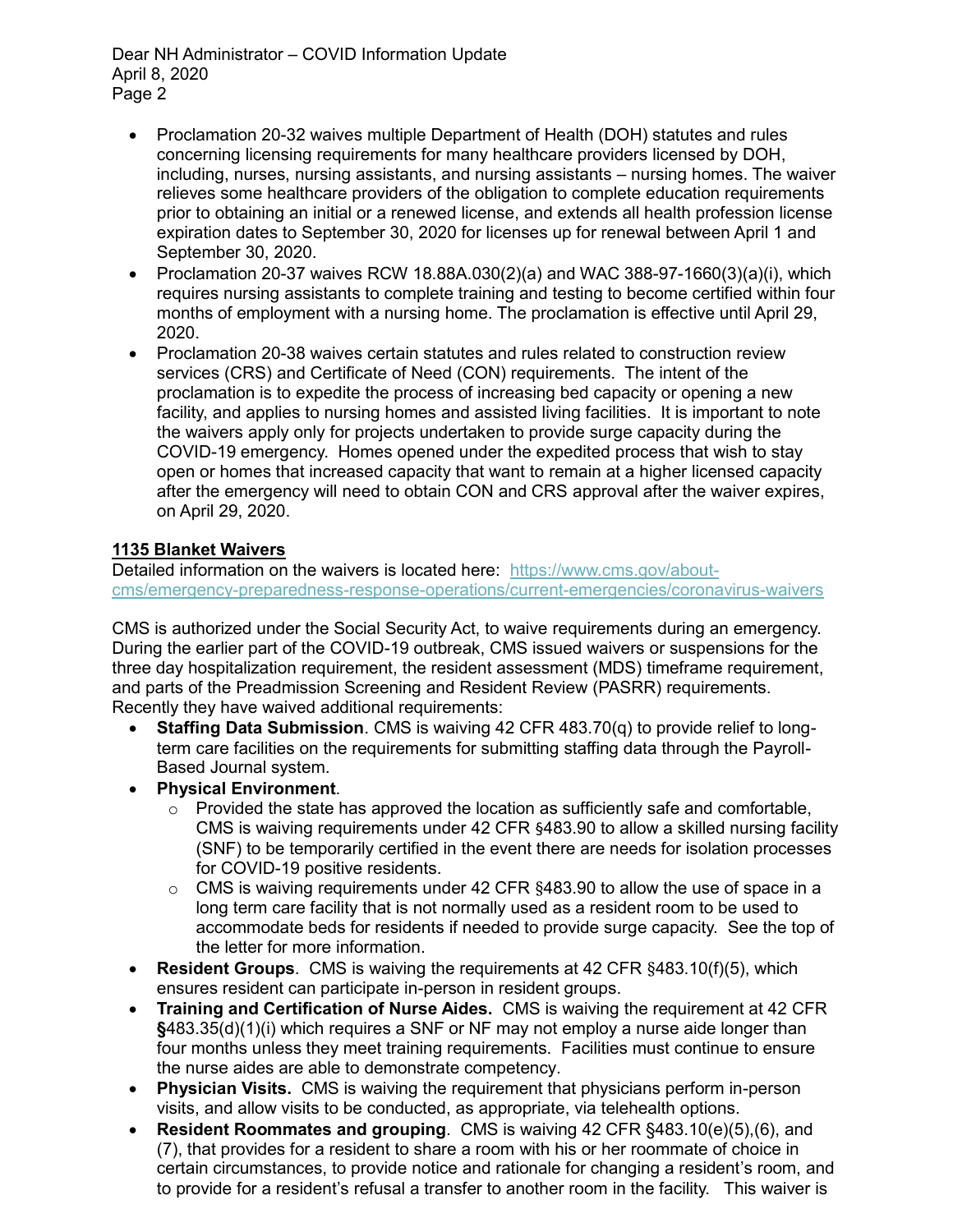- Proclamation 20-32 waives multiple Department of Health (DOH) statutes and rules concerning licensing requirements for many healthcare providers licensed by DOH, including, nurses, nursing assistants, and nursing assistants – nursing homes. The waiver relieves some healthcare providers of the obligation to complete education requirements prior to obtaining an initial or a renewed license, and extends all health profession license expiration dates to September 30, 2020 for licenses up for renewal between April 1 and September 30, 2020.
- Proclamation 20-37 waives RCW 18.88A.030(2)(a) and WAC 388-97-1660(3)(a)(i), which requires nursing assistants to complete training and testing to become certified within four months of employment with a nursing home. The proclamation is effective until April 29, 2020.
- Proclamation 20-38 waives certain statutes and rules related to construction review services (CRS) and Certificate of Need (CON) requirements. The intent of the proclamation is to expedite the process of increasing bed capacity or opening a new facility, and applies to nursing homes and assisted living facilities. It is important to note the waivers apply only for projects undertaken to provide surge capacity during the COVID-19 emergency. Homes opened under the expedited process that wish to stay open or homes that increased capacity that want to remain at a higher licensed capacity after the emergency will need to obtain CON and CRS approval after the waiver expires, on April 29, 2020.

**1135 Blanket Waivers**

Detailed information on the waivers is located here: https://www.cms.gov/about-cms/emergency-preparedness-response-operations/current-emergencies/coronavirus-waivers

CMS is authorized under the Social Security Act, to waive requirements during an emergency. During the earlier part of the COVID-19 outbreak, CMS issued waivers or suspensions for the three day hospitalization requirement, the resident assessment (MDS) timeframe requirement, and parts of the Preadmission Screening and Resident Review (PASRR) requirements. Recently they have waived additional requirements:

- **Staffing Data Submission**. CMS is waiving 42 CFR 483.70(q) to provide relief to long-term care facilities on the requirements for submitting staffing data through the Payroll-Based Journal system.
- **Physical Environment**.
  - Provided the state has approved the location as sufficiently safe and comfortable, CMS is waiving requirements under 42 CFR §483.90 to allow a skilled nursing facility (SNF) to be temporarily certified in the event there are needs for isolation processes for COVID-19 positive residents.
  - CMS is waiving requirements under 42 CFR §483.90 to allow the use of space in a long term care facility that is not normally used as a resident room to be used to accommodate beds for residents if needed to provide surge capacity. See the top of the letter for more information.
- **Resident Groups**. CMS is waiving the requirements at 42 CFR §483.10(f)(5), which ensures resident can participate in-person in resident groups.
- **Training and Certification of Nurse Aides.** CMS is waiving the requirement at 42 CFR **§**483.35(d)(1)(i) which requires a SNF or NF may not employ a nurse aide longer than four months unless they meet training requirements. Facilities must continue to ensure the nurse aides are able to demonstrate competency.
- **Physician Visits.** CMS is waiving the requirement that physicians perform in-person visits, and allow visits to be conducted, as appropriate, via telehealth options.
- **Resident Roommates and grouping**. CMS is waiving 42 CFR §483.10(e)(5),(6), and (7), that provides for a resident to share a room with his or her roommate of choice in certain circumstances, to provide notice and rationale for changing a resident's room, and to provide for a resident's refusal a transfer to another room in the facility. This waiver is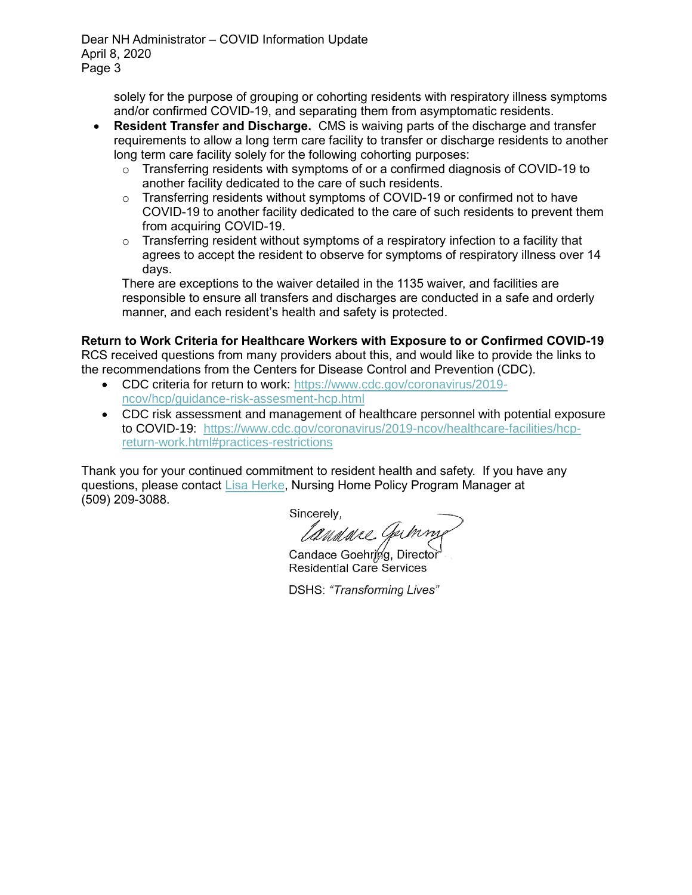solely for the purpose of grouping or cohorting residents with respiratory illness symptoms and/or confirmed COVID-19, and separating them from asymptomatic residents.

- **Resident Transfer and Discharge.** CMS is waiving parts of the discharge and transfer requirements to allow a long term care facility to transfer or discharge residents to another long term care facility solely for the following cohorting purposes:
  - Transferring residents with symptoms of or a confirmed diagnosis of COVID-19 to another facility dedicated to the care of such residents.
  - Transferring residents without symptoms of COVID-19 or confirmed not to have COVID-19 to another facility dedicated to the care of such residents to prevent them from acquiring COVID-19.
  - Transferring resident without symptoms of a respiratory infection to a facility that agrees to accept the resident to observe for symptoms of respiratory illness over 14 days.

  There are exceptions to the waiver detailed in the 1135 waiver, and facilities are responsible to ensure all transfers and discharges are conducted in a safe and orderly manner, and each resident's health and safety is protected.

**Return to Work Criteria for Healthcare Workers with Exposure to or Confirmed COVID-19**

RCS received questions from many providers about this, and would like to provide the links to the recommendations from the Centers for Disease Control and Prevention (CDC).

- CDC criteria for return to work: [https://www.cdc.gov/coronavirus/2019-ncov/hcp/guidance-risk-assesment-hcp.html](https://www.cdc.gov/coronavirus/2019-ncov/hcp/guidance-risk-assesment-hcp.html)
- CDC risk assessment and management of healthcare personnel with potential exposure to COVID-19: [https://www.cdc.gov/coronavirus/2019-ncov/healthcare-facilities/hcp-return-work.html#practices-restrictions](https://www.cdc.gov/coronavirus/2019-ncov/healthcare-facilities/hcp-return-work.html#practices-restrictions)

Thank you for your continued commitment to resident health and safety. If you have any questions, please contact Lisa Herke, Nursing Home Policy Program Manager at (509) 209-3088.

Sincerely,

Candace Goehring

Candace Goehring, Director
Residential Care Services

DSHS: *"Transforming Lives"*